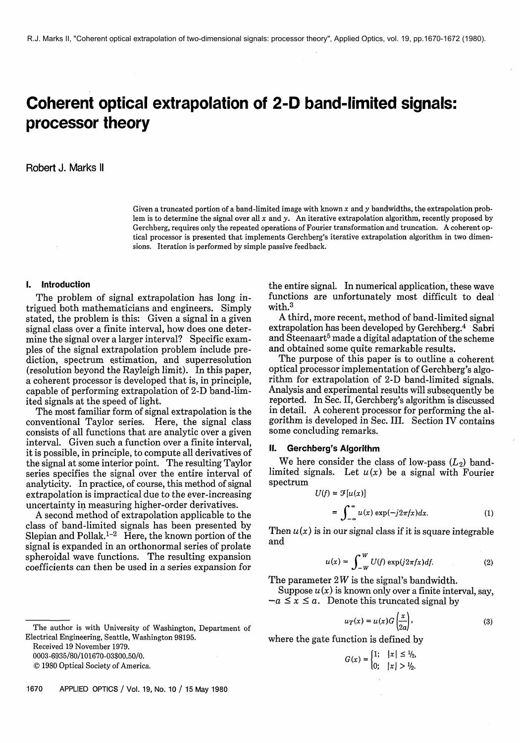# Coherent optical extrapolation of 2-D band-limited signals: processor theory

Robert J. Marks II

Given a truncated portion of a band-limited image with known $x$ and $y$ bandwidths, the extrapolation problem is to determine the signal over all $x$ and $y$. An iterative extrapolation algorithm, recently proposed by Gerchberg, requires only the repeated operations of Fourier transformation and truncation. A coherent optical processor is presented that implements Gerchberg's iterative extrapolation algorithm in two dimensions. Iteration is performed by simple passive feedback.

## I. Introduction

The problem of signal extrapolation has long intrigued both mathematicians and engineers. Simply stated, the problem is this: Given a signal in a given signal class over a finite interval, how does one determine the signal over a larger interval? Specific examples of the signal extrapolation problem include prediction, spectrum estimation, and superresolution (resolution beyond the Rayleigh limit). In this paper, a coherent processor is developed that is, in principle, capable of performing extrapolation of 2-D band-limited signals at the speed of light.

The most familiar form of signal extrapolation is the conventional Taylor series. Here, the signal class consists of all functions that are analytic over a given interval. Given such a function over a finite interval, it is possible, in principle, to compute all derivatives of the signal at some interior point. The resulting Taylor series specifies the signal over the entire interval of analyticity. In practice, of course, this method of signal extrapolation is impractical due to the ever-increasing uncertainty in measuring higher-order derivatives.

A second method of extrapolation applicable to the class of band-limited signals has been presented by Slepian and Pollak.[1-2] Here, the known portion of the signal is expanded in an orthonormal series of prolate spheroidal wave functions. The resulting expansion coefficients can then be used in a series expansion for the entire signal. In numerical application, these wave functions are unfortunately most difficult to deal with.[3]

A third, more recent, method of band-limited signal extrapolation has been developed by Gerchberg.[4] Sabri and Steenaart[5] made a digital adaptation of the scheme and obtained some quite remarkable results.

The purpose of this paper is to outline a coherent optical processor implementation of Gerchberg's algorithm for extrapolation of 2-D band-limited signals. Analysis and experimental results will subsequently be reported. In Sec. II, Gerchberg's algorithm is discussed in detail. A coherent processor for performing the algorithm is developed in Sec. III. Section IV contains some concluding remarks.

## II. Gerchberg's Algorithm

We here consider the class of low-pass ($L_2$) band-limited signals. Let $u(x)$ be a signal with Fourier spectrum

$$U(f) = \mathcal{F}[u(x)]$$

$$= \int_{-\infty}^{\infty} u(x) \exp(-j2\pi fx)dx. \tag{1}$$

Then $u(x)$ is in our signal class if it is square integrable and

$$u(x) = \int_{-W}^{W} U(f) \exp(j2\pi fx)df. \tag{2}$$

The parameter $2W$ is the signal's bandwidth.

Suppose $u(x)$ is known only over a finite interval, say, $-a \le x \le a$. Denote this truncated signal by

$$u_T(x) = u(x)G\left(\frac{x}{2a}\right), \tag{3}$$

where the gate function is defined by

$$G(x) = \begin{cases} 1; & |x| \le 1/2, \\ 0; & |x| > 1/2. \end{cases}$$

The author is with University of Washington, Department of Electrical Engineering, Seattle, Washington 98195.

Received 19 November 1979.

0003-6935/80/101670-03$00.50/0.

© 1980 Optical Society of America.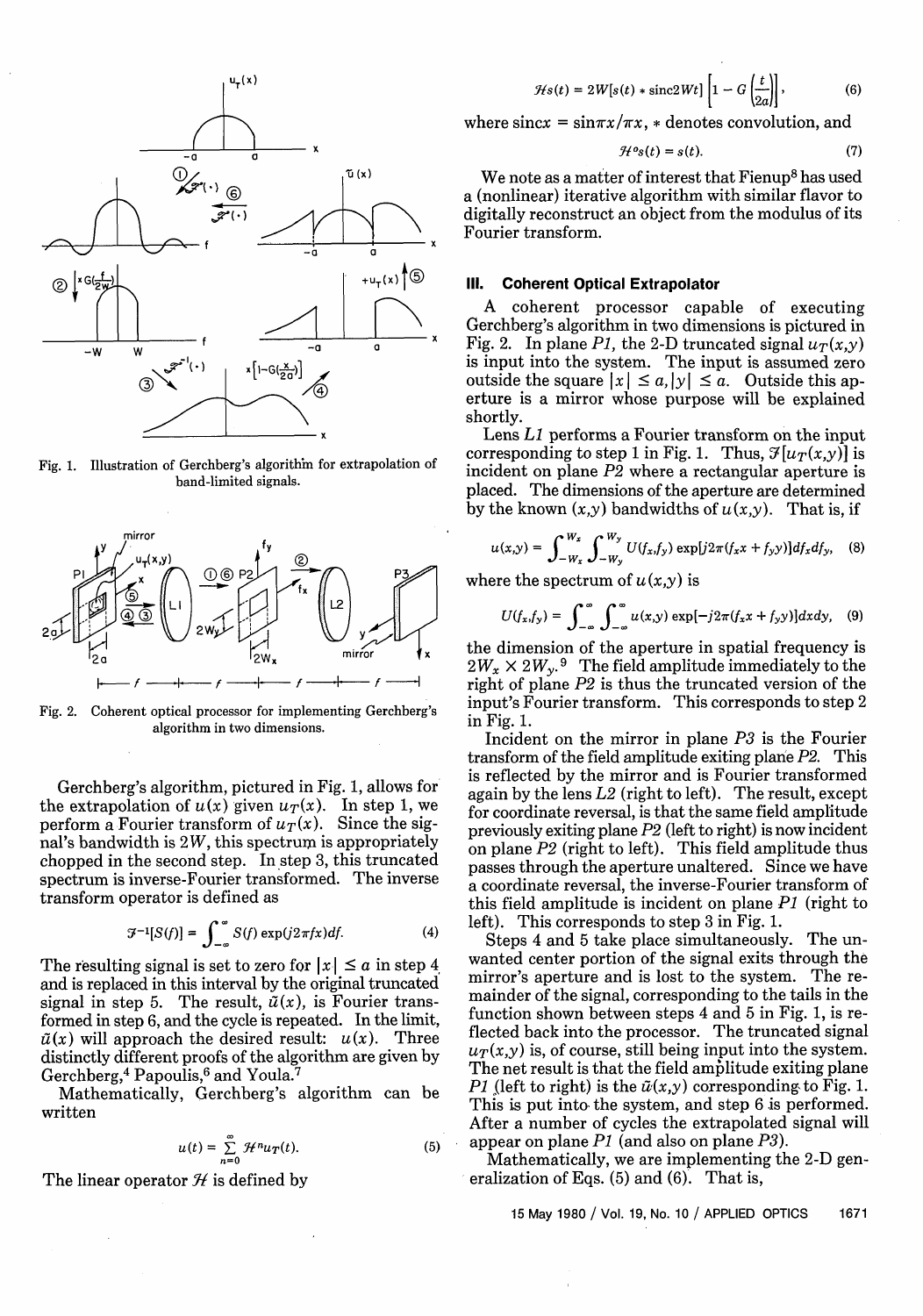Fig. 1. Illustration of Gerchberg's algorithm for extrapolation of band-limited signals.

Fig. 2. Coherent optical processor for implementing Gerchberg's algorithm in two dimensions.

Gerchberg's algorithm, pictured in Fig. 1, allows for the extrapolation of $u(x)$ given $u_T(x)$. In step 1, we perform a Fourier transform of $u_T(x)$. Since the signal's bandwidth is $2W$, this spectrum is appropriately chopped in the second step. In step 3, this truncated spectrum is inverse-Fourier transformed. The inverse transform operator is defined as

$$\mathcal{F}^{-1}[S(f)] = \int_{-\infty}^{\infty} S(f) \exp(j2\pi fx)df. \tag{4}$$

The resulting signal is set to zero for $|x| \leq a$ in step 4 and is replaced in this interval by the original truncated signal in step 5. The result, $\tilde{u}(x)$, is Fourier transformed in step 6, and the cycle is repeated. In the limit, $\tilde{u}(x)$ will approach the desired result: $u(x)$. Three distinctly different proofs of the algorithm are given by Gerchberg,[4] Papoulis,[6] and Youla.[7]

Mathematically, Gerchberg's algorithm can be written

$$u(t) = \sum_{n=0}^{\infty} \mathcal{H}^n u_T(t). \tag{5}$$

The linear operator $\mathcal{H}$ is defined by

$$\mathcal{H}s(t) = 2W[s(t) * \text{sinc}2Wt]\left[1 - G\left(\frac{t}{2a}\right)\right], \tag{6}$$

where $\text{sinc}x = \sin\pi x/\pi x$, $*$ denotes convolution, and

$$\mathcal{H}^o s(t) = s(t). \tag{7}$$

We note as a matter of interest that Fienup[8] has used a (nonlinear) iterative algorithm with similar flavor to digitally reconstruct an object from the modulus of its Fourier transform.

## III. Coherent Optical Extrapolator

A coherent processor capable of executing Gerchberg's algorithm in two dimensions is pictured in Fig. 2. In plane $P1$, the 2-D truncated signal $u_T(x,y)$ is input into the system. The input is assumed zero outside the square $|x| \leq a, |y| \leq a$. Outside this aperture is a mirror whose purpose will be explained shortly.

Lens $L1$ performs a Fourier transform on the input corresponding to step 1 in Fig. 1. Thus, $\mathcal{F}[u_T(x,y)]$ is incident on plane $P2$ where a rectangular aperture is placed. The dimensions of the aperture are determined by the known $(x,y)$ bandwidths of $u(x,y)$. That is, if

$$u(x,y) = \int_{-W_x}^{W_x} \int_{-W_y}^{W_y} U(f_x,f_y) \exp[j2\pi(f_x x + f_y y)]df_x df_y, \tag{8}$$

where the spectrum of $u(x,y)$ is

$$U(f_x,f_y) = \int_{-\infty}^{\infty} \int_{-\infty}^{\infty} u(x,y) \exp[-j2\pi(f_x x + f_y y)]dxdy, \tag{9}$$

the dimension of the aperture in spatial frequency is $2W_x \times 2W_y$.[9] The field amplitude immediately to the right of plane $P2$ is thus the truncated version of the input's Fourier transform. This corresponds to step 2 in Fig. 1.

Incident on the mirror in plane $P3$ is the Fourier transform of the field amplitude exiting plane $P2$. This is reflected by the mirror and is Fourier transformed again by the lens $L2$ (right to left). The result, except for coordinate reversal, is that the same field amplitude previously exiting plane $P2$ (left to right) is now incident on plane $P2$ (right to left). This field amplitude thus passes through the aperture unaltered. Since we have a coordinate reversal, the inverse-Fourier transform of this field amplitude is incident on plane $P1$ (right to left). This corresponds to step 3 in Fig. 1.

Steps 4 and 5 take place simultaneously. The unwanted center portion of the signal exits through the mirror's aperture and is lost to the system. The remainder of the signal, corresponding to the tails in the function shown between steps 4 and 5 in Fig. 1, is reflected back into the processor. The truncated signal $u_T(x,y)$ is, of course, still being input into the system. The net result is that the field amplitude exiting plane $P1$ (left to right) is the $\tilde{u}(x,y)$ corresponding to Fig. 1. This is put into the system, and step 6 is performed. After a number of cycles the extrapolated signal will appear on plane $P1$ (and also on plane $P3$).

Mathematically, we are implementing the 2-D generalization of Eqs. (5) and (6). That is,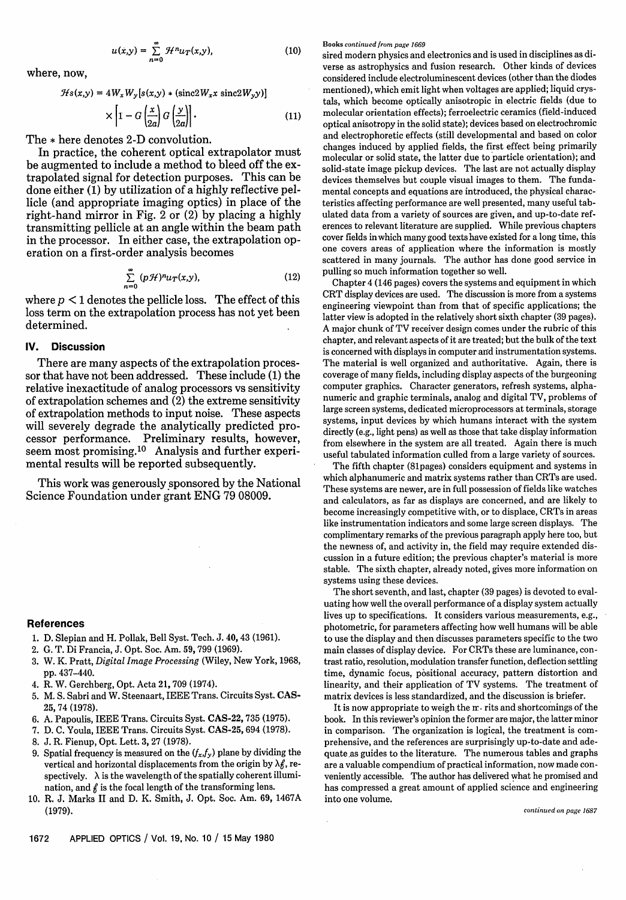$$u(x,y) = \sum_{n=0}^{\infty} \mathcal{H}^n u_T(x,y), \tag{10}$$

where, now,

$$\mathcal{H}s(x,y) = 4W_xW_y[s(x,y) * (\text{sinc}2W_x x \ \text{sinc}2W_y y)] \times \left[1 - G\left(\frac{x}{2a}\right)G\left(\frac{y}{2a}\right)\right]. \tag{11}$$

The $*$ here denotes 2-D convolution.

In practice, the coherent optical extrapolator must be augmented to include a method to bleed off the extrapolated signal for detection purposes. This can be done either (1) by utilization of a highly reflective pellicle (and appropriate imaging optics) in place of the right-hand mirror in Fig. 2 or (2) by placing a highly transmitting pellicle at an angle within the beam path in the processor. In either case, the extrapolation operation on a first-order analysis becomes

$$\sum_{n=0}^{\infty} (p\mathcal{H})^n u_T(x,y), \tag{12}$$

where $p < 1$ denotes the pellicle loss. The effect of this loss term on the extrapolation process has not yet been determined.

## IV. Discussion

There are many aspects of the extrapolation processor that have not been addressed. These include (1) the relative inexactitude of analog processors vs sensitivity of extrapolation schemes and (2) the extreme sensitivity of extrapolation methods to input noise. These aspects will severely degrade the analytically predicted processor performance. Preliminary results, however, seem most promising.[10] Analysis and further experimental results will be reported subsequently.

This work was generously sponsored by the National Science Foundation under grant ENG 79 08009.

### References

1. D. Slepian and H. Pollak, Bell Syst. Tech. J. **40**, 43 (1961).
2. G. T. Di Francia, J. Opt. Soc. Am. **59**, 799 (1969).
3. W. K. Pratt, *Digital Image Processing* (Wiley, New York, 1968, pp. 437–440.
4. R. W. Gerchberg, Opt. Acta **21**, 709 (1974).
5. M. S. Sabri and W. Steenaart, IEEE Trans. Circuits Syst. **CAS-25**, 74 (1978).
6. A. Papoulis, IEEE Trans. Circuits Syst. **CAS-22**, 735 (1975).
7. D. C. Youla, IEEE Trans. Circuits Syst. **CAS-25**, 694 (1978).
8. J. R. Fienup, Opt. Lett. **3**, 27 (1978).
9. Spatial frequency is measured on the $(f_x,f_y)$ plane by dividing the vertical and horizontal displacements from the origin by $\lambda f$, respectively. $\lambda$ is the wavelength of the spatially coherent illumination, and $f$ is the focal length of the transforming lens.
10. R. J. Marks II and D. K. Smith, J. Opt. Soc. Am. **69**, 1467A (1979).

Books *continued from page 1669*

sired modern physics and electronics and is used in disciplines as diverse as astrophysics and fusion research. Other kinds of devices considered include electroluminescent devices (other than the diodes mentioned), which emit light when voltages are applied; liquid crystals, which become optically anisotropic in electric fields (due to molecular orientation effects); ferroelectric ceramics (field-induced optical anisotropy in the solid state); devices based on electrochromic and electrophoretic effects (still developmental and based on color changes induced by applied fields, the first effect being primarily molecular or solid state, the latter due to particle orientation); and solid-state image pickup devices. The last are not actually display devices themselves but couple visual images to them. The fundamental concepts and equations are introduced, the physical characteristics affecting performance are well presented, many useful tabulated data from a variety of sources are given, and up-to-date references to relevant literature are supplied. While previous chapters cover fields in which many good texts have existed for a long time, this one covers areas of application where the information is mostly scattered in many journals. The author has done good service in pulling so much information together so well.

Chapter 4 (146 pages) covers the systems and equipment in which CRT display devices are used. The discussion is more from a systems engineering viewpoint than from that of specific applications; the latter view is adopted in the relatively short sixth chapter (39 pages). A major chunk of TV receiver design comes under the rubric of this chapter, and relevant aspects of it are treated; but the bulk of the text is concerned with displays in computer and instrumentation systems. The material is well organized and authoritative. Again, there is coverage of many fields, including display aspects of the burgeoning computer graphics. Character generators, refresh systems, alphanumeric and graphic terminals, analog and digital TV, problems of large screen systems, dedicated microprocessors at terminals, storage systems, input devices by which humans interact with the system directly (e.g., light pens) as well as those that take display information from elsewhere in the system are all treated. Again there is much useful tabulated information culled from a large variety of sources.

The fifth chapter (81pages) considers equipment and systems in which alphanumeric and matrix systems rather than CRTs are used. These systems are newer, are in full possession of fields like watches and calculators, as far as displays are concerned, and are likely to become increasingly competitive with, or to displace, CRTs in areas like instrumentation indicators and some large screen displays. The complimentary remarks of the previous paragraph apply here too, but the newness of, and activity in, the field may require extended discussion in a future edition; the previous chapter's material is more stable. The sixth chapter, already noted, gives more information on systems using these devices.

The short seventh, and last, chapter (39 pages) is devoted to evaluating how well the overall performance of a display system actually lives up to specifications. It considers various measurements, e.g., photometric, for parameters affecting how well humans will be able to use the display and then discusses parameters specific to the two main classes of display device. For CRTs these are luminance, contrast ratio, resolution, modulation transfer function, deflection settling time, dynamic focus, positional accuracy, pattern distortion and linearity, and their application of TV systems. The treatment of matrix devices is less standardized, and the discussion is briefer.

It is now appropriate to weigh the m· rits and shortcomings of the book. In this reviewer's opinion the former are major, the latter minor in comparison. The organization is logical, the treatment is comprehensive, and the references are surprisingly up-to-date and adequate as guides to the literature. The numerous tables and graphs are a valuable compendium of practical information, now made conveniently accessible. The author has delivered what he promised and has compressed a great amount of applied science and engineering into one volume.

*continued on page 1687*